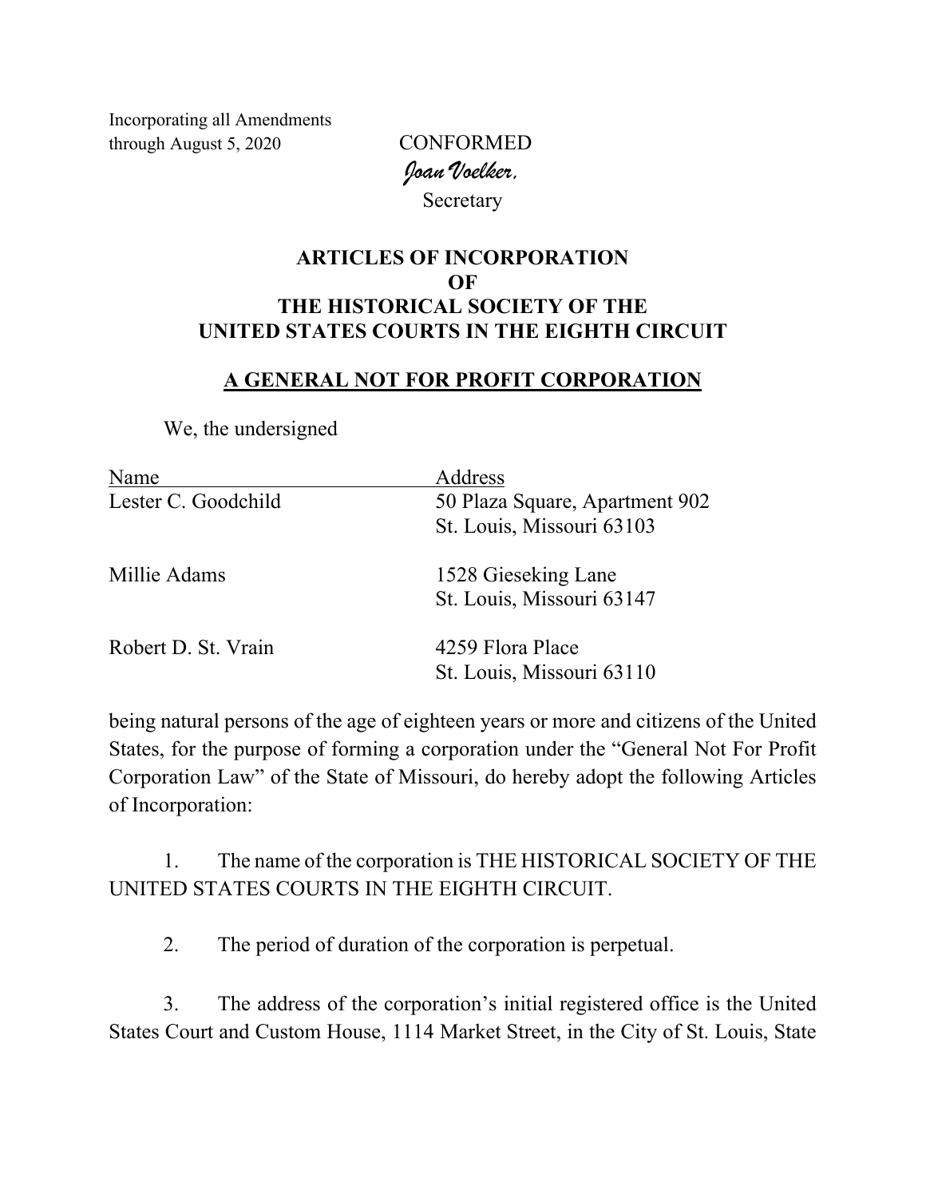Incorporating all Amendments through August 5, 2020

CONFORMED
*Joan Voelker,*
Secretary

# ARTICLES OF INCORPORATION OF THE HISTORICAL SOCIETY OF THE UNITED STATES COURTS IN THE EIGHTH CIRCUIT

## A GENERAL NOT FOR PROFIT CORPORATION

We, the undersigned

| Name | Address |
|---|---|
| Lester C. Goodchild | 50 Plaza Square, Apartment 902<br>St. Louis, Missouri 63103 |
| Millie Adams | 1528 Gieseking Lane<br>St. Louis, Missouri 63147 |
| Robert D. St. Vrain | 4259 Flora Place<br>St. Louis, Missouri 63110 |

being natural persons of the age of eighteen years or more and citizens of the United States, for the purpose of forming a corporation under the "General Not For Profit Corporation Law" of the State of Missouri, do hereby adopt the following Articles of Incorporation:

1. The name of the corporation is THE HISTORICAL SOCIETY OF THE UNITED STATES COURTS IN THE EIGHTH CIRCUIT.

2. The period of duration of the corporation is perpetual.

3. The address of the corporation's initial registered office is the United States Court and Custom House, 1114 Market Street, in the City of St. Louis, State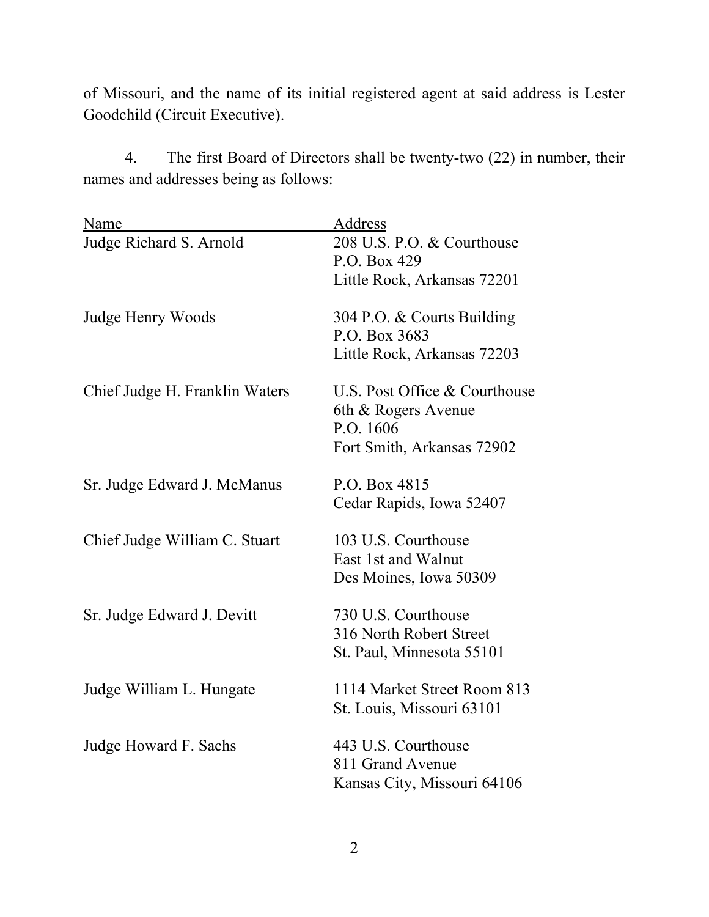of Missouri, and the name of its initial registered agent at said address is Lester Goodchild (Circuit Executive).

4. The first Board of Directors shall be twenty-two (22) in number, their names and addresses being as follows:

| Name | Address |
|---|---|
| Judge Richard S. Arnold | 208 U.S. P.O. & Courthouse<br>P.O. Box 429<br>Little Rock, Arkansas 72201 |
| Judge Henry Woods | 304 P.O. & Courts Building<br>P.O. Box 3683<br>Little Rock, Arkansas 72203 |
| Chief Judge H. Franklin Waters | U.S. Post Office & Courthouse<br>6th & Rogers Avenue<br>P.O. 1606<br>Fort Smith, Arkansas 72902 |
| Sr. Judge Edward J. McManus | P.O. Box 4815<br>Cedar Rapids, Iowa 52407 |
| Chief Judge William C. Stuart | 103 U.S. Courthouse<br>East 1st and Walnut<br>Des Moines, Iowa 50309 |
| Sr. Judge Edward J. Devitt | 730 U.S. Courthouse<br>316 North Robert Street<br>St. Paul, Minnesota 55101 |
| Judge William L. Hungate | 1114 Market Street Room 813<br>St. Louis, Missouri 63101 |
| Judge Howard F. Sachs | 443 U.S. Courthouse<br>811 Grand Avenue<br>Kansas City, Missouri 64106 |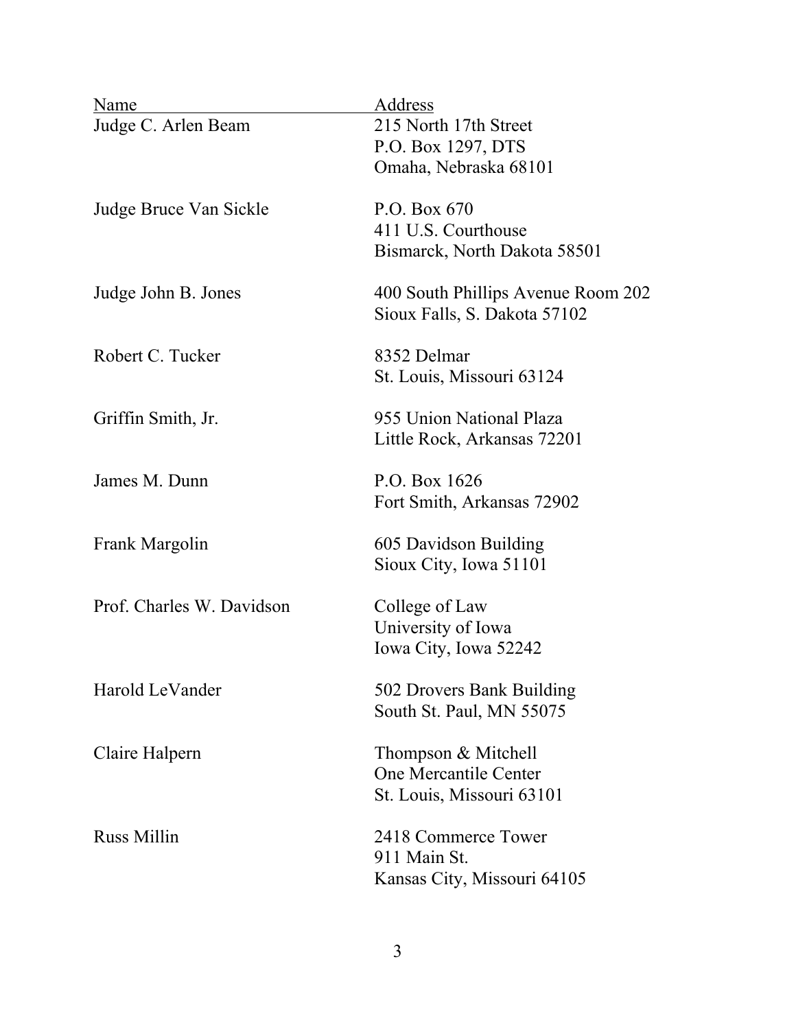| Name | Address |
| --- | --- |
| Judge C. Arlen Beam | 215 North 17th Street<br>P.O. Box 1297, DTS<br>Omaha, Nebraska 68101 |
| Judge Bruce Van Sickle | P.O. Box 670<br>411 U.S. Courthouse<br>Bismarck, North Dakota 58501 |
| Judge John B. Jones | 400 South Phillips Avenue Room 202<br>Sioux Falls, S. Dakota 57102 |
| Robert C. Tucker | 8352 Delmar<br>St. Louis, Missouri 63124 |
| Griffin Smith, Jr. | 955 Union National Plaza<br>Little Rock, Arkansas 72201 |
| James M. Dunn | P.O. Box 1626<br>Fort Smith, Arkansas 72902 |
| Frank Margolin | 605 Davidson Building<br>Sioux City, Iowa 51101 |
| Prof. Charles W. Davidson | College of Law<br>University of Iowa<br>Iowa City, Iowa 52242 |
| Harold LeVander | 502 Drovers Bank Building<br>South St. Paul, MN 55075 |
| Claire Halpern | Thompson & Mitchell<br>One Mercantile Center<br>St. Louis, Missouri 63101 |
| Russ Millin | 2418 Commerce Tower<br>911 Main St.<br>Kansas City, Missouri 64105 |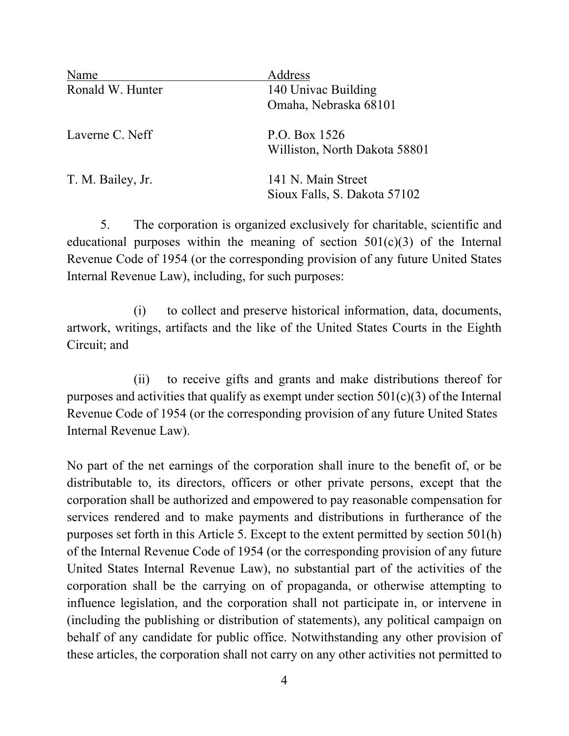| Name | Address |
| --- | --- |
| Ronald W. Hunter | 140 Univac Building<br>Omaha, Nebraska 68101 |
| Laverne C. Neff | P.O. Box 1526<br>Williston, North Dakota 58801 |
| T. M. Bailey, Jr. | 141 N. Main Street<br>Sioux Falls, S. Dakota 57102 |

5. The corporation is organized exclusively for charitable, scientific and educational purposes within the meaning of section 501(c)(3) of the Internal Revenue Code of 1954 (or the corresponding provision of any future United States Internal Revenue Law), including, for such purposes:

(i) to collect and preserve historical information, data, documents, artwork, writings, artifacts and the like of the United States Courts in the Eighth Circuit; and

(ii) to receive gifts and grants and make distributions thereof for purposes and activities that qualify as exempt under section 501(c)(3) of the Internal Revenue Code of 1954 (or the corresponding provision of any future United States Internal Revenue Law).

No part of the net earnings of the corporation shall inure to the benefit of, or be distributable to, its directors, officers or other private persons, except that the corporation shall be authorized and empowered to pay reasonable compensation for services rendered and to make payments and distributions in furtherance of the purposes set forth in this Article 5. Except to the extent permitted by section 501(h) of the Internal Revenue Code of 1954 (or the corresponding provision of any future United States Internal Revenue Law), no substantial part of the activities of the corporation shall be the carrying on of propaganda, or otherwise attempting to influence legislation, and the corporation shall not participate in, or intervene in (including the publishing or distribution of statements), any political campaign on behalf of any candidate for public office. Notwithstanding any other provision of these articles, the corporation shall not carry on any other activities not permitted to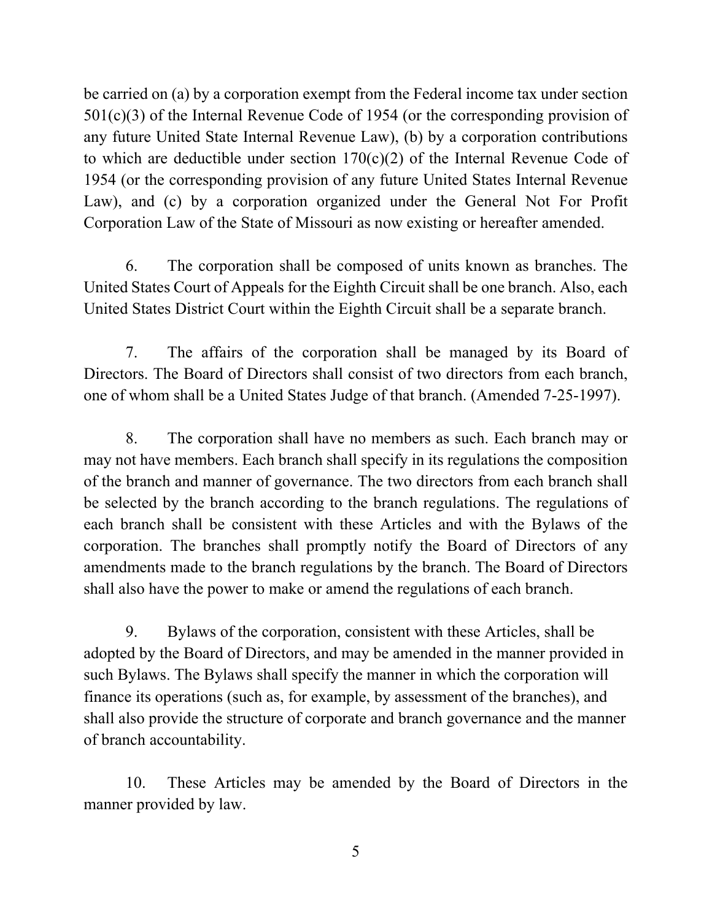be carried on (a) by a corporation exempt from the Federal income tax under section 501(c)(3) of the Internal Revenue Code of 1954 (or the corresponding provision of any future United State Internal Revenue Law), (b) by a corporation contributions to which are deductible under section 170(c)(2) of the Internal Revenue Code of 1954 (or the corresponding provision of any future United States Internal Revenue Law), and (c) by a corporation organized under the General Not For Profit Corporation Law of the State of Missouri as now existing or hereafter amended.

6. The corporation shall be composed of units known as branches. The United States Court of Appeals for the Eighth Circuit shall be one branch. Also, each United States District Court within the Eighth Circuit shall be a separate branch.

7. The affairs of the corporation shall be managed by its Board of Directors. The Board of Directors shall consist of two directors from each branch, one of whom shall be a United States Judge of that branch. (Amended 7-25-1997).

8. The corporation shall have no members as such. Each branch may or may not have members. Each branch shall specify in its regulations the composition of the branch and manner of governance. The two directors from each branch shall be selected by the branch according to the branch regulations. The regulations of each branch shall be consistent with these Articles and with the Bylaws of the corporation. The branches shall promptly notify the Board of Directors of any amendments made to the branch regulations by the branch. The Board of Directors shall also have the power to make or amend the regulations of each branch.

9. Bylaws of the corporation, consistent with these Articles, shall be adopted by the Board of Directors, and may be amended in the manner provided in such Bylaws. The Bylaws shall specify the manner in which the corporation will finance its operations (such as, for example, by assessment of the branches), and shall also provide the structure of corporate and branch governance and the manner of branch accountability.

10. These Articles may be amended by the Board of Directors in the manner provided by law.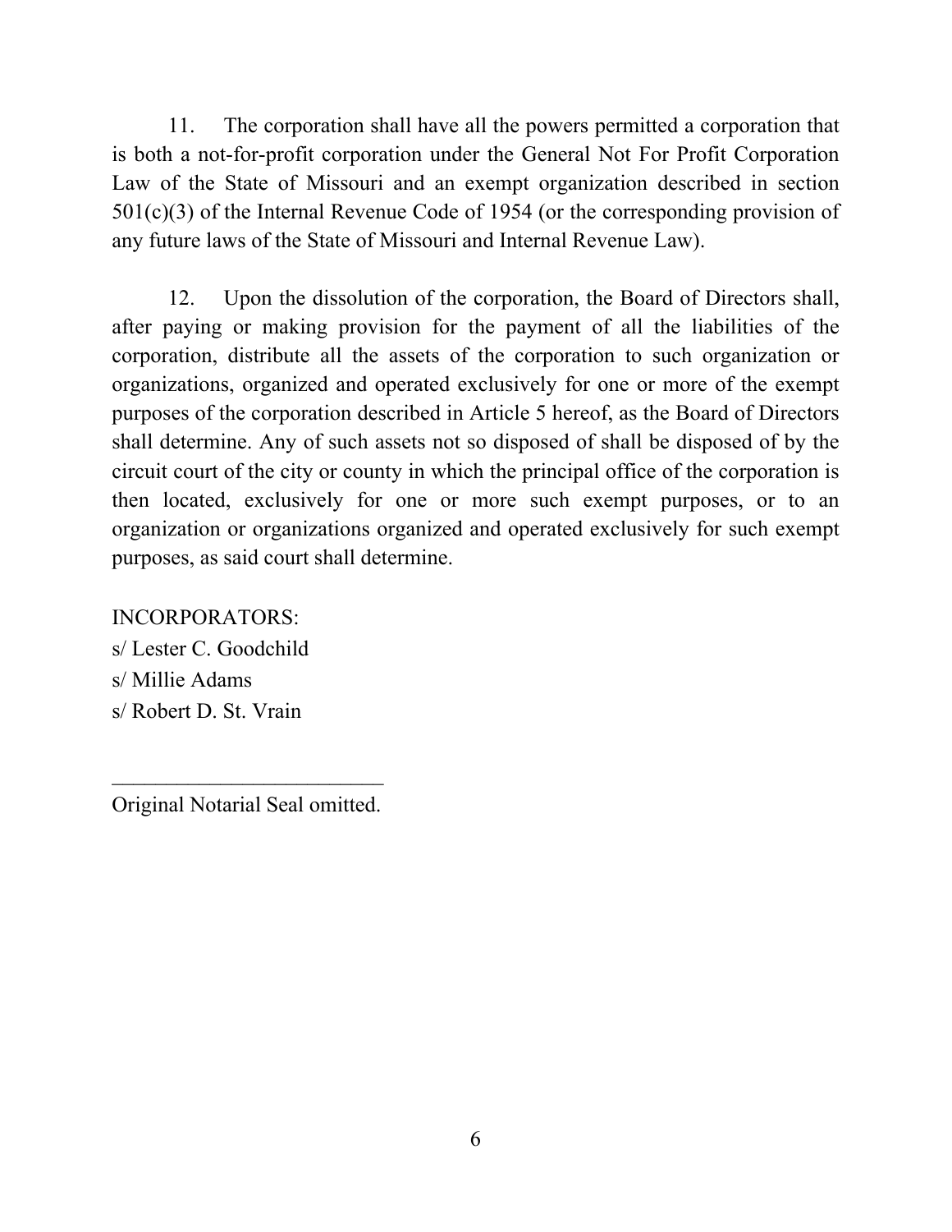11. The corporation shall have all the powers permitted a corporation that is both a not-for-profit corporation under the General Not For Profit Corporation Law of the State of Missouri and an exempt organization described in section 501(c)(3) of the Internal Revenue Code of 1954 (or the corresponding provision of any future laws of the State of Missouri and Internal Revenue Law).

12. Upon the dissolution of the corporation, the Board of Directors shall, after paying or making provision for the payment of all the liabilities of the corporation, distribute all the assets of the corporation to such organization or organizations, organized and operated exclusively for one or more of the exempt purposes of the corporation described in Article 5 hereof, as the Board of Directors shall determine. Any of such assets not so disposed of shall be disposed of by the circuit court of the city or county in which the principal office of the corporation is then located, exclusively for one or more such exempt purposes, or to an organization or organizations organized and operated exclusively for such exempt purposes, as said court shall determine.

INCORPORATORS:
s/ Lester C. Goodchild
s/ Millie Adams
s/ Robert D. St. Vrain

_________________________

Original Notarial Seal omitted.